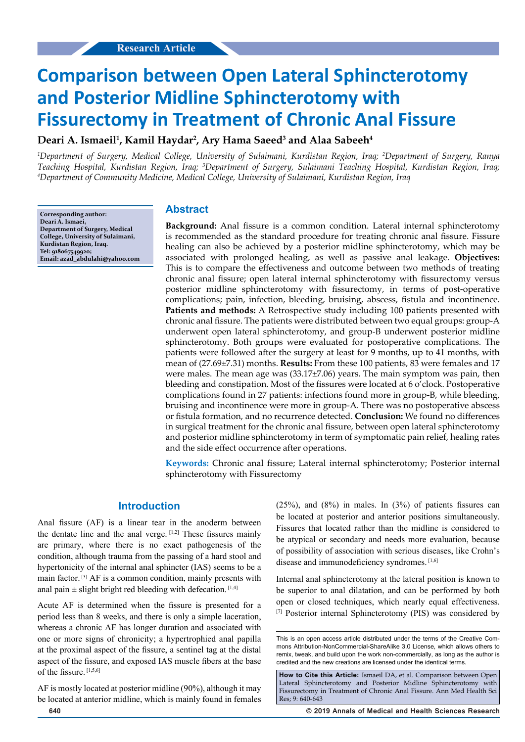Research Article

# Comparison between Open Lateral Sphincterotomy and Posterior Midline Sphincterotomy with Fissurectomy in Treatment of Chronic Anal Fissure

**Deari A. Ismaeil[1], Kamil Haydar[2], Ary Hama Saeed[3] and Alaa Sabeeh[4]**

*[1]Department of Surgery, Medical College, University of Sulaimani, Kurdistan Region, Iraq; [2]Department of Surgery, Ranya Teaching Hospital, Kurdistan Region, Iraq; [3]Department of Surgery, Sulaimani Teaching Hospital, Kurdistan Region, Iraq; [4]Department of Community Medicine, Medical College, University of Sulaimani, Kurdistan Region, Iraq*

**Corresponding author: Deari A. Ismaei, Department of Surgery, Medical College, University of Sulaimani, Kurdistan Region, Iraq. Tel: 918067549920; Email: azad_abdulahi@yahoo.com**

## Abstract

**Background:** Anal fissure is a common condition. Lateral internal sphincterotomy is recommended as the standard procedure for treating chronic anal fissure. Fissure healing can also be achieved by a posterior midline sphincterotomy, which may be associated with prolonged healing, as well as passive anal leakage. **Objectives:** This is to compare the effectiveness and outcome between two methods of treating chronic anal fissure; open lateral internal sphincterotomy with fissurectomy versus posterior midline sphincterotomy with fissurectomy, in terms of post-operative complications; pain, infection, bleeding, bruising, abscess, fistula and incontinence. **Patients and methods:** A Retrospective study including 100 patients presented with chronic anal fissure. The patients were distributed between two equal groups: group-A underwent open lateral sphincterotomy, and group-B underwent posterior midline sphincterotomy. Both groups were evaluated for postoperative complications. The patients were followed after the surgery at least for 9 months, up to 41 months, with mean of (27.69±7.31) months. **Results:** From these 100 patients, 83 were females and 17 were males. The mean age was (33.17±7.06) years. The main symptom was pain, then bleeding and constipation. Most of the fissures were located at 6 o'clock. Postoperative complications found in 27 patients: infections found more in group-B, while bleeding, bruising and incontinence were more in group-A. There was no postoperative abscess or fistula formation, and no recurrence detected. **Conclusion:** We found no differences in surgical treatment for the chronic anal fissure, between open lateral sphincterotomy and posterior midline sphincterotomy in term of symptomatic pain relief, healing rates and the side effect occurrence after operations.

**Keywords:** Chronic anal fissure; Lateral internal sphincterotomy; Posterior internal sphincterotomy with Fissurectomy

## Introduction

Anal fissure (AF) is a linear tear in the anoderm between the dentate line and the anal verge. [1,2] These fissures mainly are primary, where there is no exact pathogenesis of the condition, although trauma from the passing of a hard stool and hypertonicity of the internal anal sphincter (IAS) seems to be a main factor. [3] AF is a common condition, mainly presents with anal pain ± slight bright red bleeding with defecation. [1,4]

Acute AF is determined when the fissure is presented for a period less than 8 weeks, and there is only a simple laceration, whereas a chronic AF has longer duration and associated with one or more signs of chronicity; a hypertrophied anal papilla at the proximal aspect of the fissure, a sentinel tag at the distal aspect of the fissure, and exposed IAS muscle fibers at the base of the fissure. [1,5,6]

AF is mostly located at posterior midline (90%), although it may be located at anterior midline, which is mainly found in females (25%), and (8%) in males. In (3%) of patients fissures can be located at posterior and anterior positions simultaneously. Fissures that located rather than the midline is considered to be atypical or secondary and needs more evaluation, because of possibility of association with serious diseases, like Crohn's disease and immunodeficiency syndromes. [1,6]

Internal anal sphincterotomy at the lateral position is known to be superior to anal dilatation, and can be performed by both open or closed techniques, which nearly equal effectiveness. [7] Posterior internal Sphincterotomy (PIS) was considered by

This is an open access article distributed under the terms of the Creative Commons Attribution-NonCommercial-ShareAlike 3.0 License, which allows others to remix, tweak, and build upon the work non-commercially, as long as the author is credited and the new creations are licensed under the identical terms.

**How to Cite this Article:** Ismaeil DA, et al. Comparison between Open Lateral Sphincterotomy and Posterior Midline Sphincterotomy with Fissurectomy in Treatment of Chronic Anal Fissure. Ann Med Health Sci Res; 9: 640-643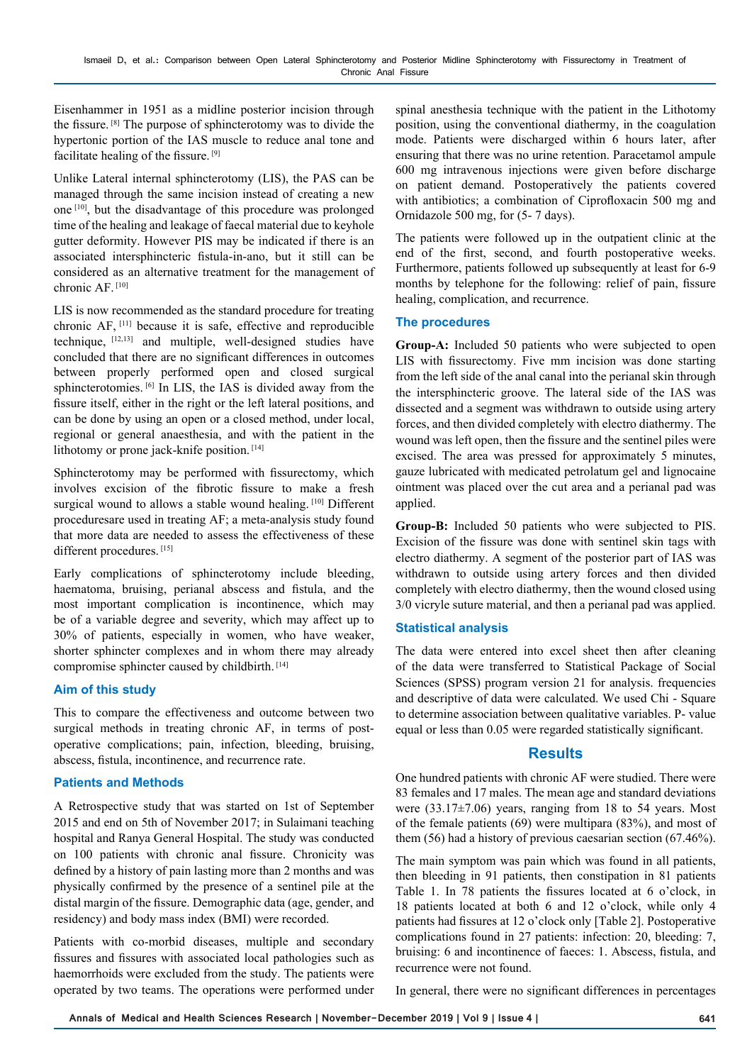Eisenhammer in 1951 as a midline posterior incision through the fissure. [8] The purpose of sphincterotomy was to divide the hypertonic portion of the IAS muscle to reduce anal tone and facilitate healing of the fissure. [9]

Unlike Lateral internal sphincterotomy (LIS), the PAS can be managed through the same incision instead of creating a new one [10], but the disadvantage of this procedure was prolonged time of the healing and leakage of faecal material due to keyhole gutter deformity. However PIS may be indicated if there is an associated intersphincteric fistula-in-ano, but it still can be considered as an alternative treatment for the management of chronic AF. [10]

LIS is now recommended as the standard procedure for treating chronic AF, [11] because it is safe, effective and reproducible technique, [12,13] and multiple, well-designed studies have concluded that there are no significant differences in outcomes between properly performed open and closed surgical sphincterotomies. [6] In LIS, the IAS is divided away from the fissure itself, either in the right or the left lateral positions, and can be done by using an open or a closed method, under local, regional or general anaesthesia, and with the patient in the lithotomy or prone jack-knife position. [14]

Sphincterotomy may be performed with fissurectomy, which involves excision of the fibrotic fissure to make a fresh surgical wound to allows a stable wound healing. [10] Different proceduresare used in treating AF; a meta-analysis study found that more data are needed to assess the effectiveness of these different procedures. [15]

Early complications of sphincterotomy include bleeding, haematoma, bruising, perianal abscess and fistula, and the most important complication is incontinence, which may be of a variable degree and severity, which may affect up to 30% of patients, especially in women, who have weaker, shorter sphincter complexes and in whom there may already compromise sphincter caused by childbirth. [14]

## Aim of this study

This to compare the effectiveness and outcome between two surgical methods in treating chronic AF, in terms of post-operative complications; pain, infection, bleeding, bruising, abscess, fistula, incontinence, and recurrence rate.

## Patients and Methods

A Retrospective study that was started on 1st of September 2015 and end on 5th of November 2017; in Sulaimani teaching hospital and Ranya General Hospital. The study was conducted on 100 patients with chronic anal fissure. Chronicity was defined by a history of pain lasting more than 2 months and was physically confirmed by the presence of a sentinel pile at the distal margin of the fissure. Demographic data (age, gender, and residency) and body mass index (BMI) were recorded.

Patients with co-morbid diseases, multiple and secondary fissures and fissures with associated local pathologies such as haemorrhoids were excluded from the study. The patients were operated by two teams. The operations were performed under spinal anesthesia technique with the patient in the Lithotomy position, using the conventional diathermy, in the coagulation mode. Patients were discharged within 6 hours later, after ensuring that there was no urine retention. Paracetamol ampule 600 mg intravenous injections were given before discharge on patient demand. Postoperatively the patients covered with antibiotics; a combination of Ciprofloxacin 500 mg and Ornidazole 500 mg, for (5- 7 days).

The patients were followed up in the outpatient clinic at the end of the first, second, and fourth postoperative weeks. Furthermore, patients followed up subsequently at least for 6-9 months by telephone for the following: relief of pain, fissure healing, complication, and recurrence.

## The procedures

**Group-A:** Included 50 patients who were subjected to open LIS with fissurectomy. Five mm incision was done starting from the left side of the anal canal into the perianal skin through the intersphincteric groove. The lateral side of the IAS was dissected and a segment was withdrawn to outside using artery forces, and then divided completely with electro diathermy. The wound was left open, then the fissure and the sentinel piles were excised. The area was pressed for approximately 5 minutes, gauze lubricated with medicated petrolatum gel and lignocaine ointment was placed over the cut area and a perianal pad was applied.

**Group-B:** Included 50 patients who were subjected to PIS. Excision of the fissure was done with sentinel skin tags with electro diathermy. A segment of the posterior part of IAS was withdrawn to outside using artery forces and then divided completely with electro diathermy, then the wound closed using 3/0 vicryle suture material, and then a perianal pad was applied.

## Statistical analysis

The data were entered into excel sheet then after cleaning of the data were transferred to Statistical Package of Social Sciences (SPSS) program version 21 for analysis. frequencies and descriptive of data were calculated. We used Chi - Square to determine association between qualitative variables. P- value equal or less than 0.05 were regarded statistically significant.

# Results

One hundred patients with chronic AF were studied. There were 83 females and 17 males. The mean age and standard deviations were (33.17±7.06) years, ranging from 18 to 54 years. Most of the female patients (69) were multipara (83%), and most of them (56) had a history of previous caesarian section (67.46%).

The main symptom was pain which was found in all patients, then bleeding in 91 patients, then constipation in 81 patients Table 1. In 78 patients the fissures located at 6 o'clock, in 18 patients located at both 6 and 12 o'clock, while only 4 patients had fissures at 12 o'clock only [Table 2]. Postoperative complications found in 27 patients: infection: 20, bleeding: 7, bruising: 6 and incontinence of faeces: 1. Abscess, fistula, and recurrence were not found.

In general, there were no significant differences in percentages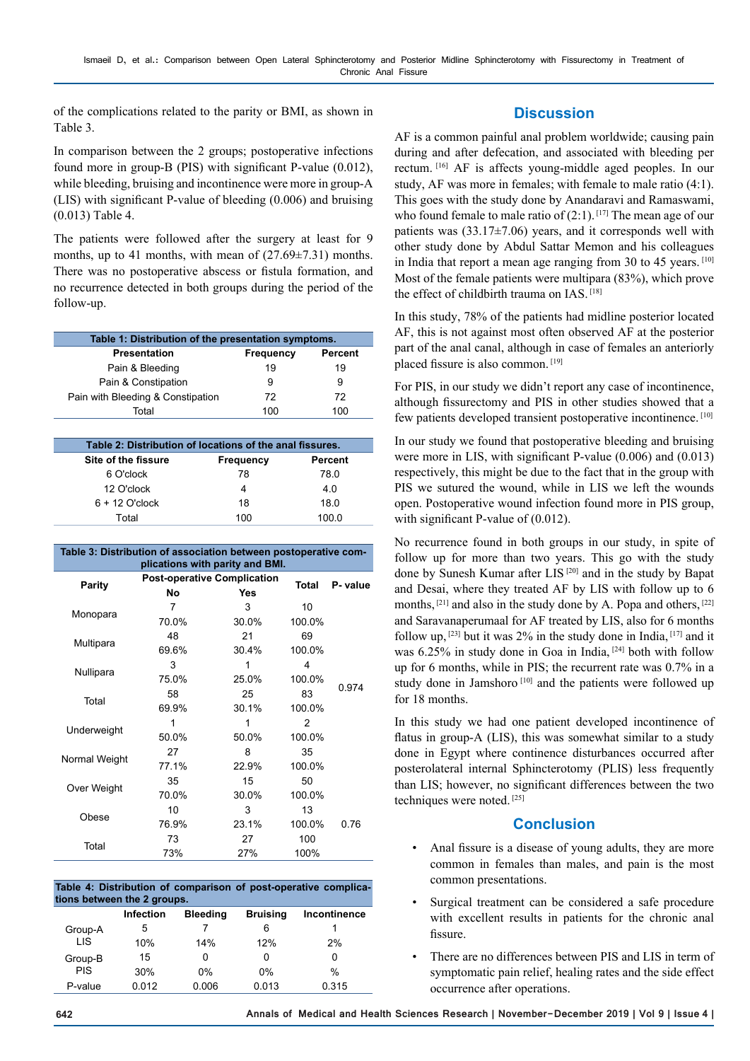of the complications related to the parity or BMI, as shown in Table 3.

In comparison between the 2 groups; postoperative infections found more in group-B (PIS) with significant P-value (0.012), while bleeding, bruising and incontinence were more in group-A (LIS) with significant P-value of bleeding (0.006) and bruising (0.013) Table 4.

The patients were followed after the surgery at least for 9 months, up to 41 months, with mean of (27.69±7.31) months. There was no postoperative abscess or fistula formation, and no recurrence detected in both groups during the period of the follow-up.

**Table 1: Distribution of the presentation symptoms.**

| Presentation | Frequency | Percent |
|---|---|---|
| Pain & Bleeding | 19 | 19 |
| Pain & Constipation | 9 | 9 |
| Pain with Bleeding & Constipation | 72 | 72 |
| Total | 100 | 100 |

**Table 2: Distribution of locations of the anal fissures.**

| Site of the fissure | Frequency | Percent |
|---|---|---|
| 6 O'clock | 78 | 78.0 |
| 12 O'clock | 4 | 4.0 |
| 6 + 12 O'clock | 18 | 18.0 |
| Total | 100 | 100.0 |

**Table 3: Distribution of association between postoperative complications with parity and BMI.**

| Parity | Post-operative Complication | | Total | P- value |
|---|---|---|---|---|
| | No | Yes | | |
| Monopara | 7 | 3 | 10 | |
| | 70.0% | 30.0% | 100.0% | |
| Multipara | 48 | 21 | 69 | |
| | 69.6% | 30.4% | 100.0% | |
| Nullipara | 3 | 1 | 4 | |
| | 75.0% | 25.0% | 100.0% | 0.974 |
| Total | 58 | 25 | 83 | |
| | 69.9% | 30.1% | 100.0% | |
| Underweight | 1 | 1 | 2 | |
| | 50.0% | 50.0% | 100.0% | |
| Normal Weight | 27 | 8 | 35 | |
| | 77.1% | 22.9% | 100.0% | |
| Over Weight | 35 | 15 | 50 | |
| | 70.0% | 30.0% | 100.0% | |
| Obese | 10 | 3 | 13 | |
| | 76.9% | 23.1% | 100.0% | 0.76 |
| Total | 73 | 27 | 100 | |
| | 73% | 27% | 100% | |

**Table 4: Distribution of comparison of post-operative complications between the 2 groups.**

| | Infection | Bleeding | Bruising | Incontinence |
|---|---|---|---|---|
| Group-A LIS | 5 | 7 | 6 | 1 |
| | 10% | 14% | 12% | 2% |
| Group-B PIS | 15 | 0 | 0 | 0 |
| | 30% | 0% | 0% | % |
| P-value | 0.012 | 0.006 | 0.013 | 0.315 |

## Discussion

AF is a common painful anal problem worldwide; causing pain during and after defecation, and associated with bleeding per rectum. [16] AF is affects young-middle aged peoples. In our study, AF was more in females; with female to male ratio (4:1). This goes with the study done by Anandaravi and Ramaswami, who found female to male ratio of (2:1). [17] The mean age of our patients was (33.17±7.06) years, and it corresponds well with other study done by Abdul Sattar Memon and his colleagues in India that report a mean age ranging from 30 to 45 years. [10] Most of the female patients were multipara (83%), which prove the effect of childbirth trauma on IAS. [18]

In this study, 78% of the patients had midline posterior located AF, this is not against most often observed AF at the posterior part of the anal canal, although in case of females an anteriorly placed fissure is also common. [19]

For PIS, in our study we didn't report any case of incontinence, although fissurectomy and PIS in other studies showed that a few patients developed transient postoperative incontinence. [10]

In our study we found that postoperative bleeding and bruising were more in LIS, with significant P-value (0.006) and (0.013) respectively, this might be due to the fact that in the group with PIS we sutured the wound, while in LIS we left the wounds open. Postoperative wound infection found more in PIS group, with significant P-value of (0.012).

No recurrence found in both groups in our study, in spite of follow up for more than two years. This go with the study done by Sunesh Kumar after LIS [20] and in the study by Bapat and Desai, where they treated AF by LIS with follow up to 6 months, [21] and also in the study done by A. Popa and others, [22] and Saravanaperumaal for AF treated by LIS, also for 6 months follow up, [23] but it was 2% in the study done in India, [17] and it was 6.25% in study done in Goa in India, [24] both with follow up for 6 months, while in PIS; the recurrent rate was 0.7% in a study done in Jamshoro [10] and the patients were followed up for 18 months.

In this study we had one patient developed incontinence of flatus in group-A (LIS), this was somewhat similar to a study done in Egypt where continence disturbances occurred after posterolateral internal Sphincterotomy (PLIS) less frequently than LIS; however, no significant differences between the two techniques were noted. [25]

## Conclusion

- Anal fissure is a disease of young adults, they are more common in females than males, and pain is the most common presentations.
- Surgical treatment can be considered a safe procedure with excellent results in patients for the chronic anal fissure.
- There are no differences between PIS and LIS in term of symptomatic pain relief, healing rates and the side effect occurrence after operations.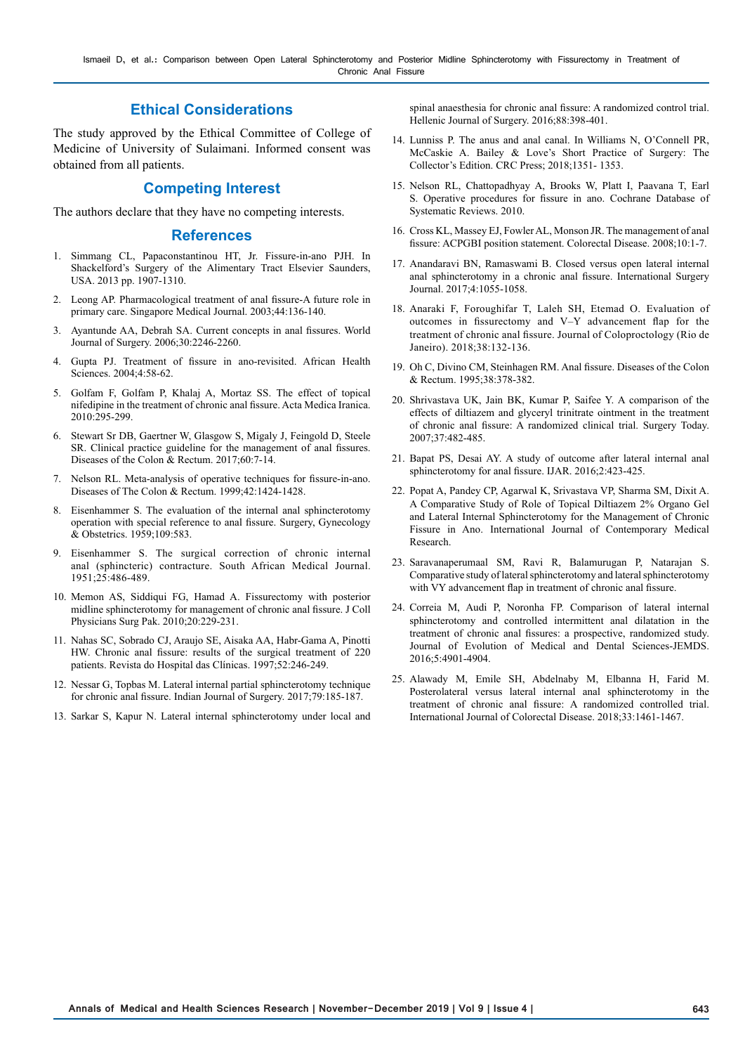## Ethical Considerations

The study approved by the Ethical Committee of College of Medicine of University of Sulaimani. Informed consent was obtained from all patients.

## Competing Interest

The authors declare that they have no competing interests.

## References

1. Simmang CL, Papaconstantinou HT, Jr. Fissure-in-ano PJH. In Shackelford's Surgery of the Alimentary Tract Elsevier Saunders, USA. 2013 pp. 1907-1310.
2. Leong AP. Pharmacological treatment of anal fissure-A future role in primary care. Singapore Medical Journal. 2003;44:136-140.
3. Ayantunde AA, Debrah SA. Current concepts in anal fissures. World Journal of Surgery. 2006;30:2246-2260.
4. Gupta PJ. Treatment of fissure in ano-revisited. African Health Sciences. 2004;4:58-62.
5. Golfam F, Golfam P, Khalaj A, Mortaz SS. The effect of topical nifedipine in the treatment of chronic anal fissure. Acta Medica Iranica. 2010:295-299.
6. Stewart Sr DB, Gaertner W, Glasgow S, Migaly J, Feingold D, Steele SR. Clinical practice guideline for the management of anal fissures. Diseases of the Colon & Rectum. 2017;60:7-14.
7. Nelson RL. Meta-analysis of operative techniques for fissure-in-ano. Diseases of The Colon & Rectum. 1999;42:1424-1428.
8. Eisenhammer S. The evaluation of the internal anal sphincterotomy operation with special reference to anal fissure. Surgery, Gynecology & Obstetrics. 1959;109:583.
9. Eisenhammer S. The surgical correction of chronic internal anal (sphincteric) contracture. South African Medical Journal. 1951;25:486-489.
10. Memon AS, Siddiqui FG, Hamad A. Fissurectomy with posterior midline sphincterotomy for management of chronic anal fissure. J Coll Physicians Surg Pak. 2010;20:229-231.
11. Nahas SC, Sobrado CJ, Araujo SE, Aisaka AA, Habr-Gama A, Pinotti HW. Chronic anal fissure: results of the surgical treatment of 220 patients. Revista do Hospital das Clínicas. 1997;52:246-249.
12. Nessar G, Topbas M. Lateral internal partial sphincterotomy technique for chronic anal fissure. Indian Journal of Surgery. 2017;79:185-187.
13. Sarkar S, Kapur N. Lateral internal sphincterotomy under local and spinal anaesthesia for chronic anal fissure: A randomized control trial. Hellenic Journal of Surgery. 2016;88:398-401.
14. Lunniss P. The anus and anal canal. In Williams N, O'Connell PR, McCaskie A. Bailey & Love's Short Practice of Surgery: The Collector's Edition. CRC Press; 2018;1351- 1353.
15. Nelson RL, Chattopadhyay A, Brooks W, Platt I, Paavana T, Earl S. Operative procedures for fissure in ano. Cochrane Database of Systematic Reviews. 2010.
16. Cross KL, Massey EJ, Fowler AL, Monson JR. The management of anal fissure: ACPGBI position statement. Colorectal Disease. 2008;10:1-7.
17. Anandaravi BN, Ramaswami B. Closed versus open lateral internal anal sphincterotomy in a chronic anal fissure. International Surgery Journal. 2017;4:1055-1058.
18. Anaraki F, Foroughifar T, Laleh SH, Etemad O. Evaluation of outcomes in fissurectomy and V–Y advancement flap for the treatment of chronic anal fissure. Journal of Coloproctology (Rio de Janeiro). 2018;38:132-136.
19. Oh C, Divino CM, Steinhagen RM. Anal fissure. Diseases of the Colon & Rectum. 1995;38:378-382.
20. Shrivastava UK, Jain BK, Kumar P, Saifee Y. A comparison of the effects of diltiazem and glyceryl trinitrate ointment in the treatment of chronic anal fissure: A randomized clinical trial. Surgery Today. 2007;37:482-485.
21. Bapat PS, Desai AY. A study of outcome after lateral internal anal sphincterotomy for anal fissure. IJAR. 2016;2:423-425.
22. Popat A, Pandey CP, Agarwal K, Srivastava VP, Sharma SM, Dixit A. A Comparative Study of Role of Topical Diltiazem 2% Organo Gel and Lateral Internal Sphincterotomy for the Management of Chronic Fissure in Ano. International Journal of Contemporary Medical Research.
23. Saravanaperumaal SM, Ravi R, Balamurugan P, Natarajan S. Comparative study of lateral sphincterotomy and lateral sphincterotomy with VY advancement flap in treatment of chronic anal fissure.
24. Correia M, Audi P, Noronha FP. Comparison of lateral internal sphincterotomy and controlled intermittent anal dilatation in the treatment of chronic anal fissures: a prospective, randomized study. Journal of Evolution of Medical and Dental Sciences-JEMDS. 2016;5:4901-4904.
25. Alawady M, Emile SH, Abdelnaby M, Elbanna H, Farid M. Posterolateral versus lateral internal anal sphincterotomy in the treatment of chronic anal fissure: A randomized controlled trial. International Journal of Colorectal Disease. 2018;33:1461-1467.